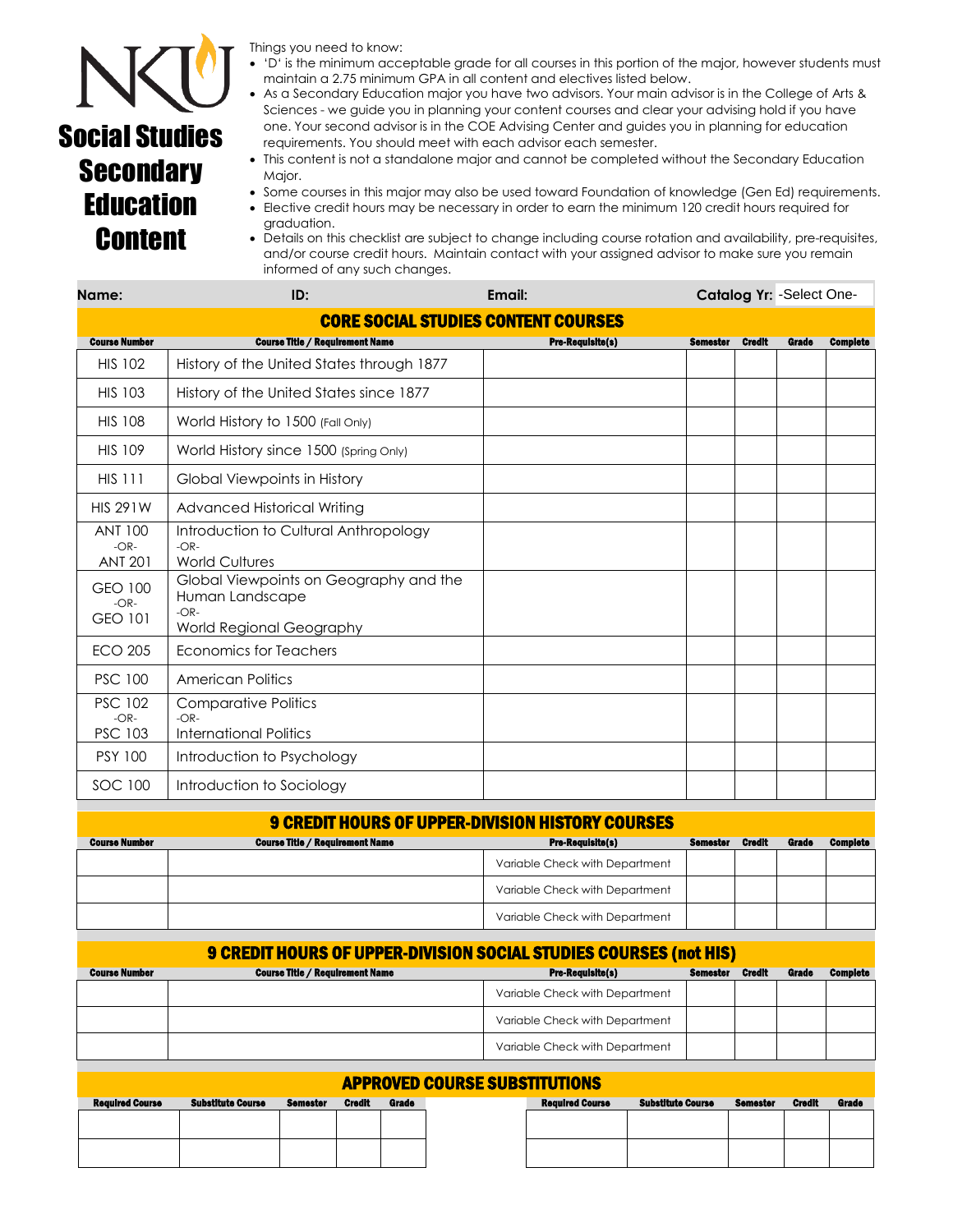# Social Studies Secondary Education Content

Things you need to know:

- 'D' is the minimum acceptable grade for all courses in this portion of the major, however students must maintain a 2.75 minimum GPA in all content and electives listed below.
- As a Secondary Education major you have two advisors. Your main advisor is in the College of Arts & Sciences - we guide you in planning your content courses and clear your advising hold if you have one. Your second advisor is in the COE Advising Center and guides you in planning for education requirements. You should meet with each advisor each semester.
- This content is not a standalone major and cannot be completed without the Secondary Education Major.
- Some courses in this major may also be used toward Foundation of knowledge (Gen Ed) requirements.
- Elective credit hours may be necessary in order to earn the minimum 120 credit hours required for graduation.
- Details on this checklist are subject to change including course rotation and availability, pre-requisites, and/or course credit hours. Maintain contact with your assigned advisor to make sure you remain informed of any such changes.

**Name:** **ID:** **Email:** **Catalog Yr:** -Select One-

## CORE SOCIAL STUDIES CONTENT COURSES

| Course Number | Course Title / Requirement Name | Pre-Requisite(s) | Semester | Credit | Grade | Complete |
|---|---|---|---|---|---|---|
| HIS 102 | History of the United States through 1877 | | | | | |
| HIS 103 | History of the United States since 1877 | | | | | |
| HIS 108 | World History to 1500 (Fall Only) | | | | | |
| HIS 109 | World History since 1500 (Spring Only) | | | | | |
| HIS 111 | Global Viewpoints in History | | | | | |
| HIS 291W | Advanced Historical Writing | | | | | |
| ANT 100 -OR- ANT 201 | Introduction to Cultural Anthropology -OR- World Cultures | | | | | |
| GEO 100 -OR- GEO 101 | Global Viewpoints on Geography and the Human Landscape -OR- World Regional Geography | | | | | |
| ECO 205 | Economics for Teachers | | | | | |
| PSC 100 | American Politics | | | | | |
| PSC 102 -OR- PSC 103 | Comparative Politics -OR- International Politics | | | | | |
| PSY 100 | Introduction to Psychology | | | | | |
| SOC 100 | Introduction to Sociology | | | | | |

## 9 CREDIT HOURS OF UPPER-DIVISION HISTORY COURSES

| Course Number | Course Title / Requirement Name | Pre-Requisite(s) | Semester | Credit | Grade | Complete |
|---|---|---|---|---|---|---|
| | | Variable Check with Department | | | | |
| | | Variable Check with Department | | | | |
| | | Variable Check with Department | | | | |

## 9 CREDIT HOURS OF UPPER-DIVISION SOCIAL STUDIES COURSES (not HIS)

| Course Number | Course Title / Requirement Name | Pre-Requisite(s) | Semester | Credit | Grade | Complete |
|---|---|---|---|---|---|---|
| | | Variable Check with Department | | | | |
| | | Variable Check with Department | | | | |
| | | Variable Check with Department | | | | |

## APPROVED COURSE SUBSTITUTIONS

| Required Course | Substitute Course | Semester | Credit | Grade | | Required Course | Substitute Course | Semester | Credit | Grade |
|---|---|---|---|---|---|---|---|---|---|---|
| | | | | | | | | | | |
| | | | | | | | | | | |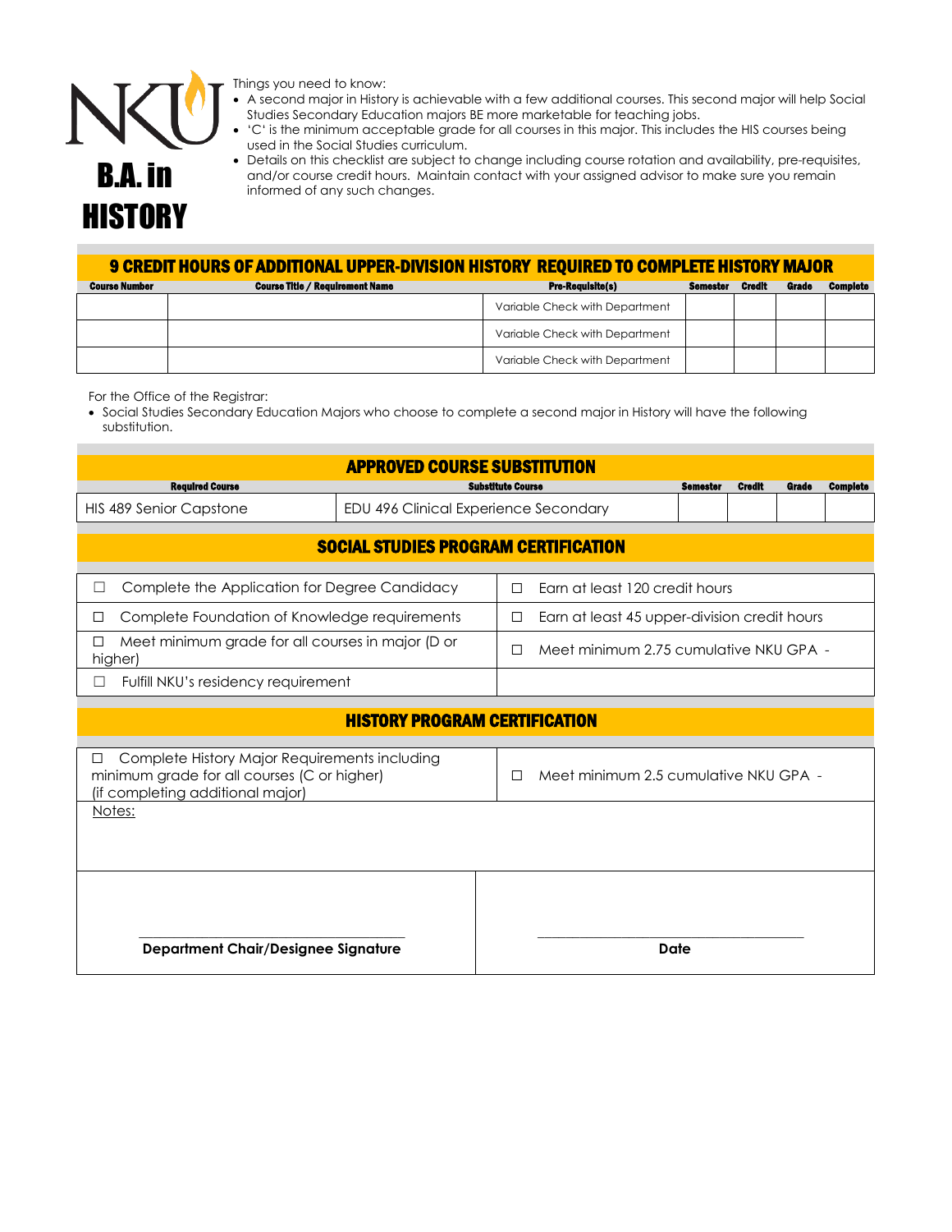# B.A. in HISTORY

Things you need to know:

- A second major in History is achievable with a few additional courses. This second major will help Social Studies Secondary Education majors BE more marketable for teaching jobs.
- 'C' is the minimum acceptable grade for all courses in this major. This includes the HIS courses being used in the Social Studies curriculum.
- Details on this checklist are subject to change including course rotation and availability, pre-requisites, and/or course credit hours. Maintain contact with your assigned advisor to make sure you remain informed of any such changes.

## 9 CREDIT HOURS OF ADDITIONAL UPPER-DIVISION HISTORY REQUIRED TO COMPLETE HISTORY MAJOR

| Course Number | Course Title / Requirement Name | Pre-Requisite(s) | Semester | Credit | Grade | Complete |
|---|---|---|---|---|---|---|
| | | Variable Check with Department | | | | |
| | | Variable Check with Department | | | | |
| | | Variable Check with Department | | | | |

For the Office of the Registrar:

- Social Studies Secondary Education Majors who choose to complete a second major in History will have the following substitution.

## APPROVED COURSE SUBSTITUTION

| Required Course | Substitute Course | Semester | Credit | Grade | Complete |
|---|---|---|---|---|---|
| HIS 489 Senior Capstone | EDU 496 Clinical Experience Secondary | | | | |

## SOCIAL STUDIES PROGRAM CERTIFICATION

| | |
|---|---|
| ☐ Complete the Application for Degree Candidacy | ☐ Earn at least 120 credit hours |
| ☐ Complete Foundation of Knowledge requirements | ☐ Earn at least 45 upper-division credit hours |
| ☐ Meet minimum grade for all courses in major (D or higher) | ☐ Meet minimum 2.75 cumulative NKU GPA - |
| ☐ Fulfill NKU's residency requirement | |

## HISTORY PROGRAM CERTIFICATION

| | |
|---|---|
| ☐ Complete History Major Requirements including minimum grade for all courses (C or higher) (if completing additional major) | ☐ Meet minimum 2.5 cumulative NKU GPA - |

Notes:

| | |
|---|---|
| ____________________________________ **Department Chair/Designee Signature** | ____________________________________ **Date** |